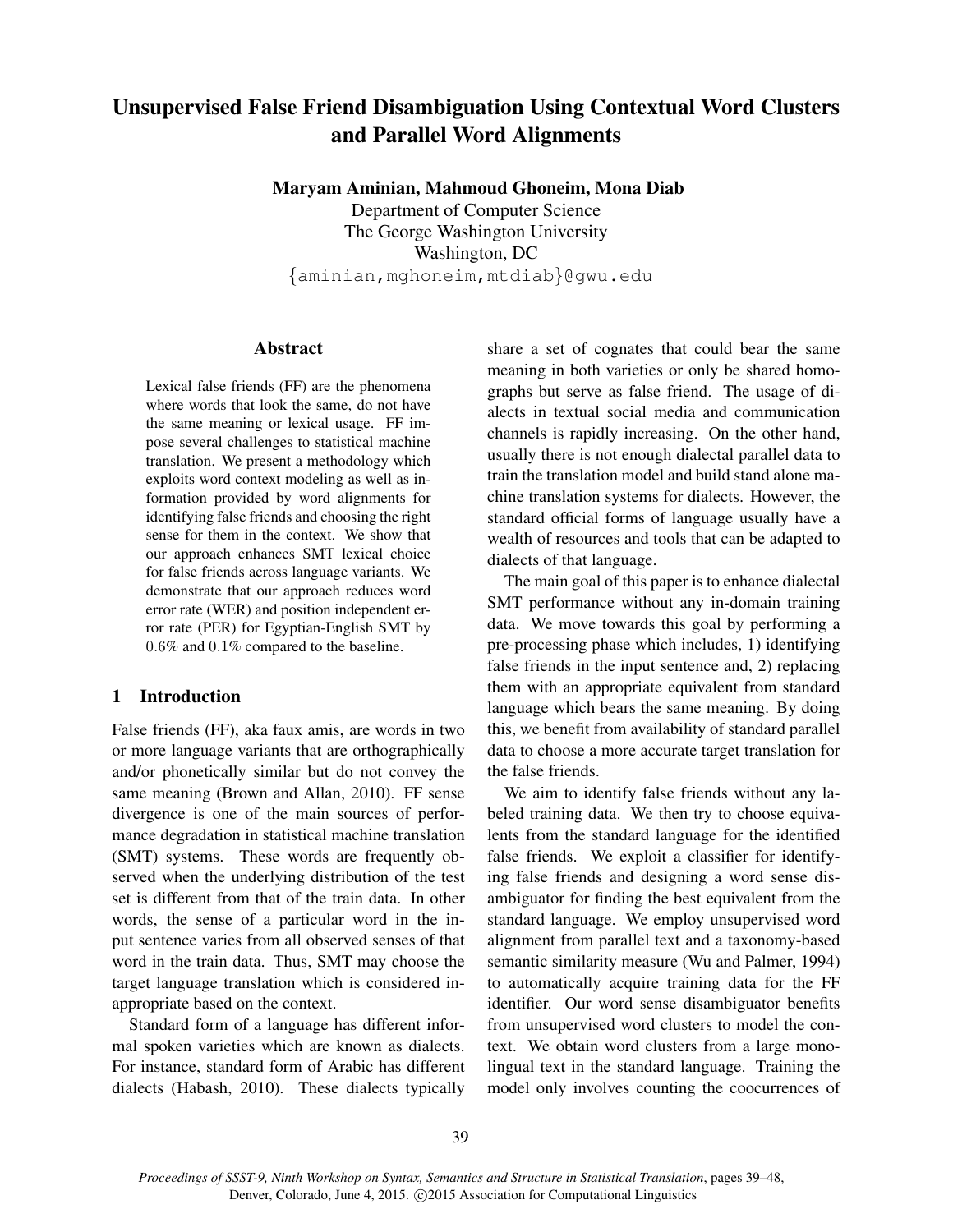# Unsupervised False Friend Disambiguation Using Contextual Word Clusters and Parallel Word Alignments

**Maryam Aminian, Mahmoud Ghoneim, Mona Diab**
Department of Computer Science
The George Washington University
Washington, DC
{aminian,mghoneim,mtdiab}@gwu.edu

## Abstract

Lexical false friends (FF) are the phenomena where words that look the same, do not have the same meaning or lexical usage. FF impose several challenges to statistical machine translation. We present a methodology which exploits word context modeling as well as information provided by word alignments for identifying false friends and choosing the right sense for them in the context. We show that our approach enhances SMT lexical choice for false friends across language variants. We demonstrate that our approach reduces word error rate (WER) and position independent error rate (PER) for Egyptian-English SMT by 0.6% and 0.1% compared to the baseline.

## 1 Introduction

False friends (FF), aka faux amis, are words in two or more language variants that are orthographically and/or phonetically similar but do not convey the same meaning (Brown and Allan, 2010). FF sense divergence is one of the main sources of performance degradation in statistical machine translation (SMT) systems. These words are frequently observed when the underlying distribution of the test set is different from that of the train data. In other words, the sense of a particular word in the input sentence varies from all observed senses of that word in the train data. Thus, SMT may choose the target language translation which is considered inappropriate based on the context.

Standard form of a language has different informal spoken varieties which are known as dialects. For instance, standard form of Arabic has different dialects (Habash, 2010). These dialects typically share a set of cognates that could bear the same meaning in both varieties or only be shared homographs but serve as false friend. The usage of dialects in textual social media and communication channels is rapidly increasing. On the other hand, usually there is not enough dialectal parallel data to train the translation model and build stand alone machine translation systems for dialects. However, the standard official forms of language usually have a wealth of resources and tools that can be adapted to dialects of that language.

The main goal of this paper is to enhance dialectal SMT performance without any in-domain training data. We move towards this goal by performing a pre-processing phase which includes, 1) identifying false friends in the input sentence and, 2) replacing them with an appropriate equivalent from standard language which bears the same meaning. By doing this, we benefit from availability of standard parallel data to choose a more accurate target translation for the false friends.

We aim to identify false friends without any labeled training data. We then try to choose equivalents from the standard language for the identified false friends. We exploit a classifier for identifying false friends and designing a word sense disambiguator for finding the best equivalent from the standard language. We employ unsupervised word alignment from parallel text and a taxonomy-based semantic similarity measure (Wu and Palmer, 1994) to automatically acquire training data for the FF identifier. Our word sense disambiguator benefits from unsupervised word clusters to model the context. We obtain word clusters from a large monolingual text in the standard language. Training the model only involves counting the coocurrences of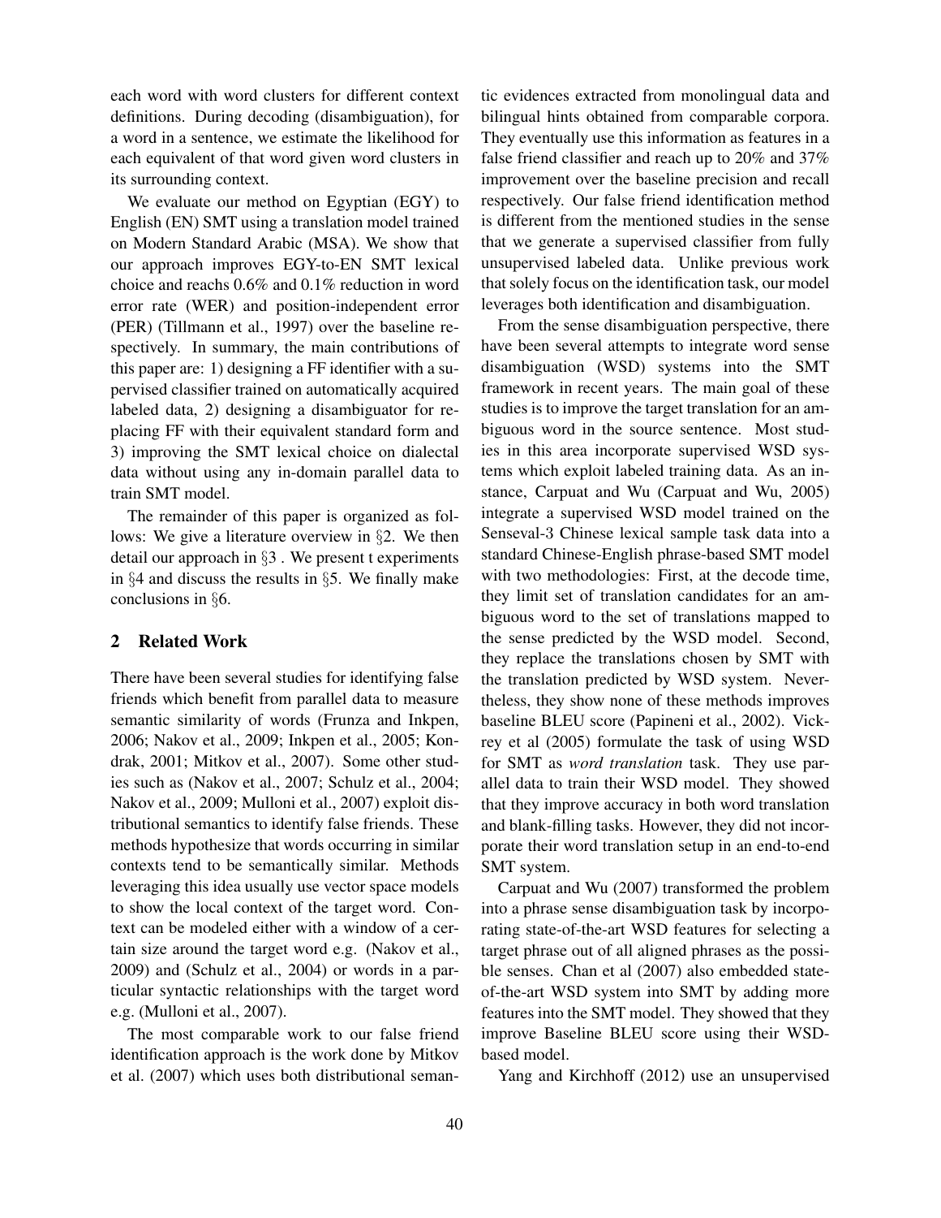each word with word clusters for different context definitions. During decoding (disambiguation), for a word in a sentence, we estimate the likelihood for each equivalent of that word given word clusters in its surrounding context.

We evaluate our method on Egyptian (EGY) to English (EN) SMT using a translation model trained on Modern Standard Arabic (MSA). We show that our approach improves EGY-to-EN SMT lexical choice and reachs 0.6% and 0.1% reduction in word error rate (WER) and position-independent error (PER) (Tillmann et al., 1997) over the baseline respectively. In summary, the main contributions of this paper are: 1) designing a FF identifier with a supervised classifier trained on automatically acquired labeled data, 2) designing a disambiguator for replacing FF with their equivalent standard form and 3) improving the SMT lexical choice on dialectal data without using any in-domain parallel data to train SMT model.

The remainder of this paper is organized as follows: We give a literature overview in §2. We then detail our approach in §3 . We present t experiments in §4 and discuss the results in §5. We finally make conclusions in §6.

## 2 Related Work

There have been several studies for identifying false friends which benefit from parallel data to measure semantic similarity of words (Frunza and Inkpen, 2006; Nakov et al., 2009; Inkpen et al., 2005; Kondrak, 2001; Mitkov et al., 2007). Some other studies such as (Nakov et al., 2007; Schulz et al., 2004; Nakov et al., 2009; Mulloni et al., 2007) exploit distributional semantics to identify false friends. These methods hypothesize that words occurring in similar contexts tend to be semantically similar. Methods leveraging this idea usually use vector space models to show the local context of the target word. Context can be modeled either with a window of a certain size around the target word e.g. (Nakov et al., 2009) and (Schulz et al., 2004) or words in a particular syntactic relationships with the target word e.g. (Mulloni et al., 2007).

The most comparable work to our false friend identification approach is the work done by Mitkov et al. (2007) which uses both distributional semantic evidences extracted from monolingual data and bilingual hints obtained from comparable corpora. They eventually use this information as features in a false friend classifier and reach up to 20% and 37% improvement over the baseline precision and recall respectively. Our false friend identification method is different from the mentioned studies in the sense that we generate a supervised classifier from fully unsupervised labeled data. Unlike previous work that solely focus on the identification task, our model leverages both identification and disambiguation.

From the sense disambiguation perspective, there have been several attempts to integrate word sense disambiguation (WSD) systems into the SMT framework in recent years. The main goal of these studies is to improve the target translation for an ambiguous word in the source sentence. Most studies in this area incorporate supervised WSD systems which exploit labeled training data. As an instance, Carpuat and Wu (Carpuat and Wu, 2005) integrate a supervised WSD model trained on the Senseval-3 Chinese lexical sample task data into a standard Chinese-English phrase-based SMT model with two methodologies: First, at the decode time, they limit set of translation candidates for an ambiguous word to the set of translations mapped to the sense predicted by the WSD model. Second, they replace the translations chosen by SMT with the translation predicted by WSD system. Nevertheless, they show none of these methods improves baseline BLEU score (Papineni et al., 2002). Vickrey et al (2005) formulate the task of using WSD for SMT as *word translation* task. They use parallel data to train their WSD model. They showed that they improve accuracy in both word translation and blank-filling tasks. However, they did not incorporate their word translation setup in an end-to-end SMT system.

Carpuat and Wu (2007) transformed the problem into a phrase sense disambiguation task by incorporating state-of-the-art WSD features for selecting a target phrase out of all aligned phrases as the possible senses. Chan et al (2007) also embedded state-of-the-art WSD system into SMT by adding more features into the SMT model. They showed that they improve Baseline BLEU score using their WSD-based model.

Yang and Kirchhoff (2012) use an unsupervised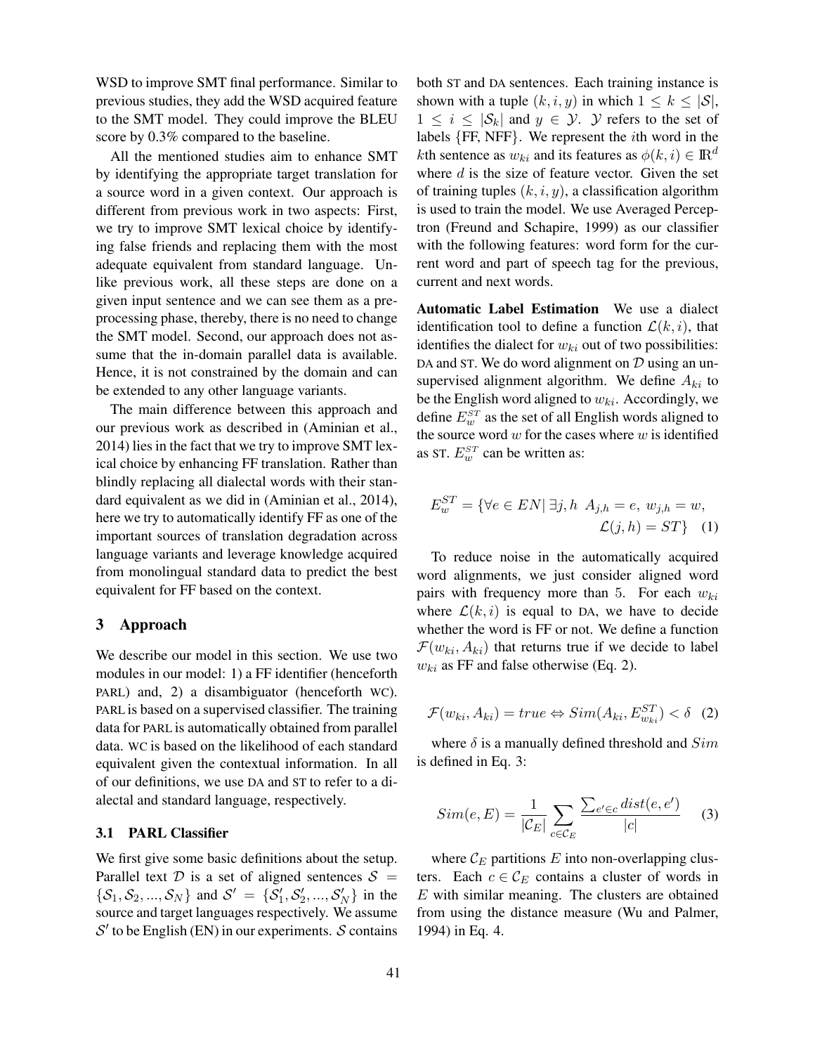WSD to improve SMT final performance. Similar to previous studies, they add the WSD acquired feature to the SMT model. They could improve the BLEU score by 0.3% compared to the baseline.

All the mentioned studies aim to enhance SMT by identifying the appropriate target translation for a source word in a given context. Our approach is different from previous work in two aspects: First, we try to improve SMT lexical choice by identifying false friends and replacing them with the most adequate equivalent from standard language. Unlike previous work, all these steps are done on a given input sentence and we can see them as a preprocessing phase, thereby, there is no need to change the SMT model. Second, our approach does not assume that the in-domain parallel data is available. Hence, it is not constrained by the domain and can be extended to any other language variants.

The main difference between this approach and our previous work as described in (Aminian et al., 2014) lies in the fact that we try to improve SMT lexical choice by enhancing FF translation. Rather than blindly replacing all dialectal words with their standard equivalent as we did in (Aminian et al., 2014), here we try to automatically identify FF as one of the important sources of translation degradation across language variants and leverage knowledge acquired from monolingual standard data to predict the best equivalent for FF based on the context.

## 3 Approach

We describe our model in this section. We use two modules in our model: 1) a FF identifier (henceforth PARL) and, 2) a disambiguator (henceforth WC). PARL is based on a supervised classifier. The training data for PARL is automatically obtained from parallel data. WC is based on the likelihood of each standard equivalent given the contextual information. In all of our definitions, we use DA and ST to refer to a dialectal and standard language, respectively.

### 3.1 PARL Classifier

We first give some basic definitions about the setup. Parallel text $\mathcal{D}$ is a set of aligned sentences $\mathcal{S} = \{\mathcal{S}_1, \mathcal{S}_2, ..., \mathcal{S}_N\}$ and $\mathcal{S}' = \{\mathcal{S}'_1, \mathcal{S}'_2, ..., \mathcal{S}'_N\}$ in the source and target languages respectively. We assume $\mathcal{S}'$ to be English (EN) in our experiments. $\mathcal{S}$ contains both ST and DA sentences. Each training instance is shown with a tuple $(k, i, y)$ in which $1 \leq k \leq |\mathcal{S}|$, $1 \leq i \leq |\mathcal{S}_k|$ and $y \in \mathcal{Y}$. $\mathcal{Y}$ refers to the set of labels {FF, NFF}. We represent the $i$th word in the $k$th sentence as $w_{ki}$ and its features as $\phi(k, i) \in \mathbb{R}^d$ where $d$ is the size of feature vector. Given the set of training tuples $(k, i, y)$, a classification algorithm is used to train the model. We use Averaged Perceptron (Freund and Schapire, 1999) as our classifier with the following features: word form for the current word and part of speech tag for the previous, current and next words.

**Automatic Label Estimation** We use a dialect identification tool to define a function $\mathcal{L}(k, i)$, that identifies the dialect for $w_{ki}$ out of two possibilities: DA and ST. We do word alignment on $\mathcal{D}$ using an unsupervised alignment algorithm. We define $A_{ki}$ to be the English word aligned to $w_{ki}$. Accordingly, we define $E_w^{ST}$ as the set of all English words aligned to the source word $w$ for the cases where $w$ is identified as ST. $E_w^{ST}$ can be written as:

$$E_w^{ST} = \{\forall e \in EN | \, \exists j, h \;\; A_{j,h} = e, \; w_{j,h} = w, \; \mathcal{L}(j, h) = ST\} \quad (1)$$

To reduce noise in the automatically acquired word alignments, we just consider aligned word pairs with frequency more than 5. For each $w_{ki}$ where $\mathcal{L}(k, i)$ is equal to DA, we have to decide whether the word is FF or not. We define a function $\mathcal{F}(w_{ki}, A_{ki})$ that returns true if we decide to label $w_{ki}$ as FF and false otherwise (Eq. 2).

$$\mathcal{F}(w_{ki}, A_{ki}) = true \Leftrightarrow Sim(A_{ki}, E_{w_{ki}}^{ST}) < \delta \quad (2)$$

where $\delta$ is a manually defined threshold and $Sim$ is defined in Eq. 3:

$$Sim(e, E) = \frac{1}{|\mathcal{C}_E|} \sum_{c \in \mathcal{C}_E} \frac{\sum_{e' \in c} dist(e, e')}{|c|} \quad (3)$$

where $\mathcal{C}_E$ partitions $E$ into non-overlapping clusters. Each $c \in \mathcal{C}_E$ contains a cluster of words in $E$ with similar meaning. The clusters are obtained from using the distance measure (Wu and Palmer, 1994) in Eq. 4.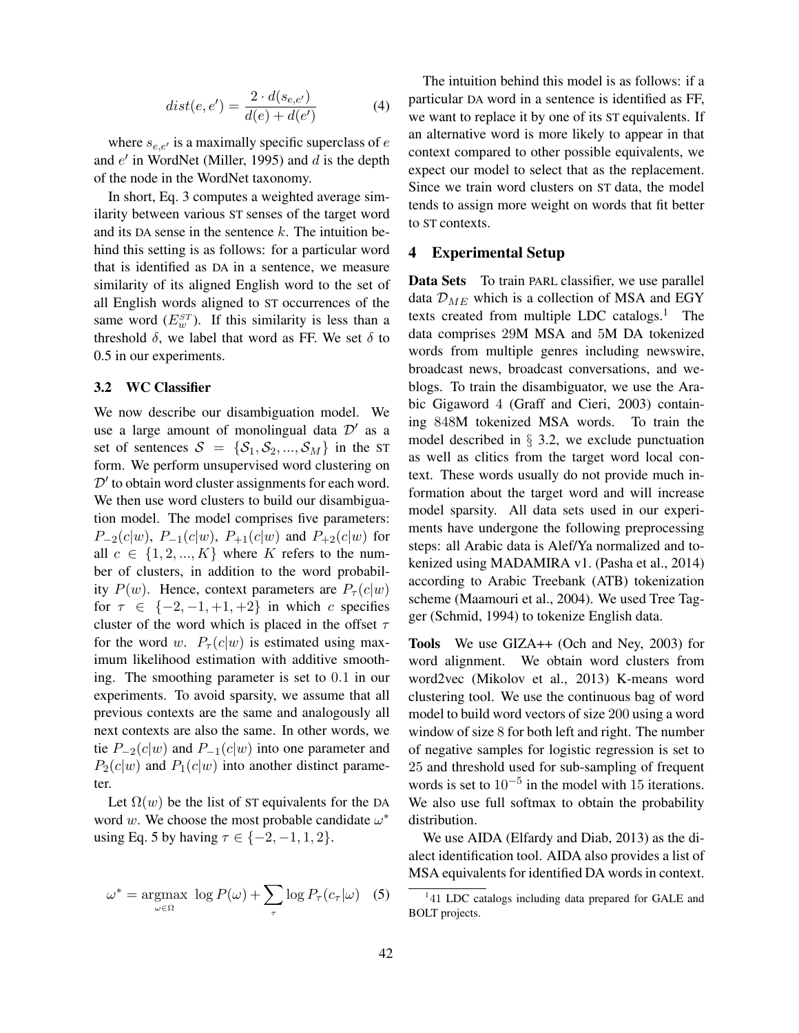$$dist(e, e') = \frac{2 \cdot d(s_{e,e'})}{d(e) + d(e')} \quad (4)$$

where $s_{e,e'}$ is a maximally specific superclass of $e$ and $e'$ in WordNet (Miller, 1995) and $d$ is the depth of the node in the WordNet taxonomy.

In short, Eq. 3 computes a weighted average similarity between various ST senses of the target word and its DA sense in the sentence $k$. The intuition behind this setting is as follows: for a particular word that is identified as DA in a sentence, we measure similarity of its aligned English word to the set of all English words aligned to ST occurrences of the same word ($E_w^{ST}$). If this similarity is less than a threshold $\delta$, we label that word as FF. We set $\delta$ to 0.5 in our experiments.

### 3.2 WC Classifier

We now describe our disambiguation model. We use a large amount of monolingual data $\mathcal{D}'$ as a set of sentences $\mathcal{S} = \{\mathcal{S}_1, \mathcal{S}_2, ..., \mathcal{S}_M\}$ in the ST form. We perform unsupervised word clustering on $\mathcal{D}'$ to obtain word cluster assignments for each word. We then use word clusters to build our disambiguation model. The model comprises five parameters: $P_{-2}(c|w)$, $P_{-1}(c|w)$, $P_{+1}(c|w)$ and $P_{+2}(c|w)$ for all $c \in \{1, 2, ..., K\}$ where $K$ refers to the number of clusters, in addition to the word probability $P(w)$. Hence, context parameters are $P_\tau(c|w)$ for $\tau \in \{-2, -1, +1, +2\}$ in which $c$ specifies cluster of the word which is placed in the offset $\tau$ for the word $w$. $P_\tau(c|w)$ is estimated using maximum likelihood estimation with additive smoothing. The smoothing parameter is set to 0.1 in our experiments. To avoid sparsity, we assume that all previous contexts are the same and analogously all next contexts are also the same. In other words, we tie $P_{-2}(c|w)$ and $P_{-1}(c|w)$ into one parameter and $P_2(c|w)$ and $P_1(c|w)$ into another distinct parameter.

Let $\Omega(w)$ be the list of ST equivalents for the DA word $w$. We choose the most probable candidate $\omega^*$ using Eq. 5 by having $\tau \in \{-2, -1, 1, 2\}$.

$$\omega^* = \underset{\omega \in \Omega}{\text{argmax}} \; \log P(\omega) + \sum_{\tau} \log P_\tau(c_\tau|\omega) \quad (5)$$

The intuition behind this model is as follows: if a particular DA word in a sentence is identified as FF, we want to replace it by one of its ST equivalents. If an alternative word is more likely to appear in that context compared to other possible equivalents, we expect our model to select that as the replacement. Since we train word clusters on ST data, the model tends to assign more weight on words that fit better to ST contexts.

## 4 Experimental Setup

**Data Sets** To train PARL classifier, we use parallel data $\mathcal{D}_{ME}$ which is a collection of MSA and EGY texts created from multiple LDC catalogs.[1] The data comprises 29M MSA and 5M DA tokenized words from multiple genres including newswire, broadcast news, broadcast conversations, and weblogs. To train the disambiguator, we use the Arabic Gigaword 4 (Graff and Cieri, 2003) containing 848M tokenized MSA words. To train the model described in § 3.2, we exclude punctuation as well as clitics from the target word local context. These words usually do not provide much information about the target word and will increase model sparsity. All data sets used in our experiments have undergone the following preprocessing steps: all Arabic data is Alef/Ya normalized and tokenized using MADAMIRA v1. (Pasha et al., 2014) according to Arabic Treebank (ATB) tokenization scheme (Maamouri et al., 2004). We used Tree Tagger (Schmid, 1994) to tokenize English data.

**Tools** We use GIZA++ (Och and Ney, 2003) for word alignment. We obtain word clusters from word2vec (Mikolov et al., 2013) K-means word clustering tool. We use the continuous bag of word model to build word vectors of size 200 using a word window of size 8 for both left and right. The number of negative samples for logistic regression is set to 25 and threshold used for sub-sampling of frequent words is set to $10^{-5}$ in the model with 15 iterations. We also use full softmax to obtain the probability distribution.

We use AIDA (Elfardy and Diab, 2013) as the dialect identification tool. AIDA also provides a list of MSA equivalents for identified DA words in context.

[1] 41 LDC catalogs including data prepared for GALE and BOLT projects.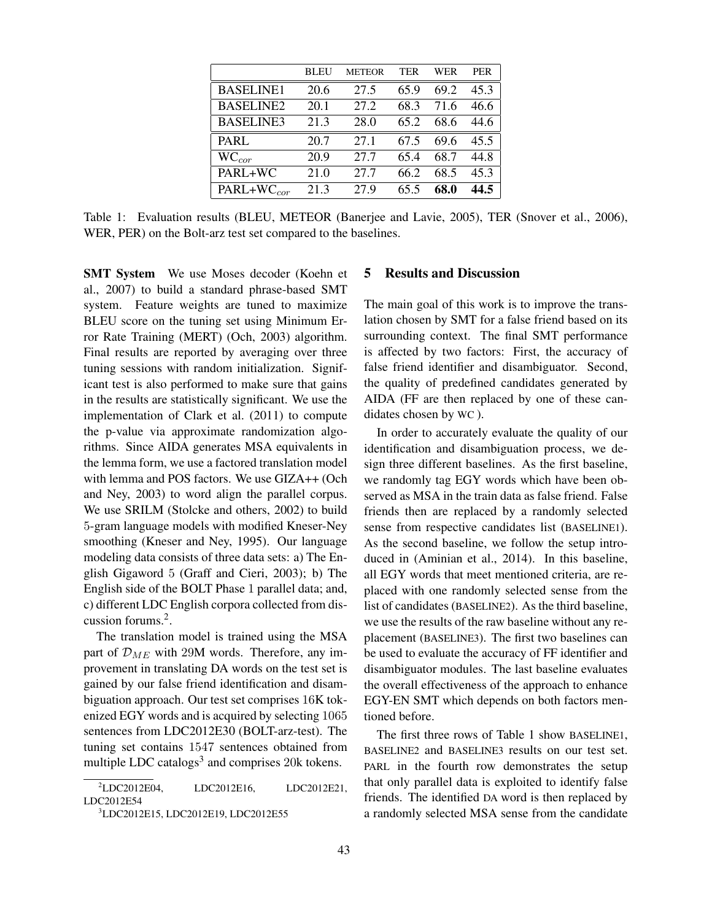| | BLEU | METEOR | TER | WER | PER |
|---|---|---|---|---|---|
| BASELINE1 | 20.6 | 27.5 | 65.9 | 69.2 | 45.3 |
| BASELINE2 | 20.1 | 27.2 | 68.3 | 71.6 | 46.6 |
| BASELINE3 | 21.3 | 28.0 | 65.2 | 68.6 | 44.6 |
| PARL | 20.7 | 27.1 | 67.5 | 69.6 | 45.5 |
| $\text{WC}_{cor}$ | 20.9 | 27.7 | 65.4 | 68.7 | 44.8 |
| PARL+WC | 21.0 | 27.7 | 66.2 | 68.5 | 45.3 |
| $\text{PARL+WC}_{cor}$ | 21.3 | 27.9 | 65.5 | **68.0** | **44.5** |

Table 1: Evaluation results (BLEU, METEOR (Banerjee and Lavie, 2005), TER (Snover et al., 2006), WER, PER) on the Bolt-arz test set compared to the baselines.

**SMT System** We use Moses decoder (Koehn et al., 2007) to build a standard phrase-based SMT system. Feature weights are tuned to maximize BLEU score on the tuning set using Minimum Error Rate Training (MERT) (Och, 2003) algorithm. Final results are reported by averaging over three tuning sessions with random initialization. Significant test is also performed to make sure that gains in the results are statistically significant. We use the implementation of Clark et al. (2011) to compute the p-value via approximate randomization algorithms. Since AIDA generates MSA equivalents in the lemma form, we use a factored translation model with lemma and POS factors. We use GIZA++ (Och and Ney, 2003) to word align the parallel corpus. We use SRILM (Stolcke and others, 2002) to build 5-gram language models with modified Kneser-Ney smoothing (Kneser and Ney, 1995). Our language modeling data consists of three data sets: a) The English Gigaword 5 (Graff and Cieri, 2003); b) The English side of the BOLT Phase 1 parallel data; and, c) different LDC English corpora collected from discussion forums.[2].

The translation model is trained using the MSA part of $\mathcal{D}_{ME}$ with 29M words. Therefore, any improvement in translating DA words on the test set is gained by our false friend identification and disambiguation approach. Our test set comprises 16K tokenized EGY words and is acquired by selecting 1065 sentences from LDC2012E30 (BOLT-arz-test). The tuning set contains 1547 sentences obtained from multiple LDC catalogs[3] and comprises 20k tokens.

[2]LDC2012E04, LDC2012E16, LDC2012E21, LDC2012E54

[3]LDC2012E15, LDC2012E19, LDC2012E55

## 5 Results and Discussion

The main goal of this work is to improve the translation chosen by SMT for a false friend based on its surrounding context. The final SMT performance is affected by two factors: First, the accuracy of false friend identifier and disambiguator. Second, the quality of predefined candidates generated by AIDA (FF are then replaced by one of these candidates chosen by WC ).

In order to accurately evaluate the quality of our identification and disambiguation process, we design three different baselines. As the first baseline, we randomly tag EGY words which have been observed as MSA in the train data as false friend. False friends then are replaced by a randomly selected sense from respective candidates list (BASELINE1). As the second baseline, we follow the setup introduced in (Aminian et al., 2014). In this baseline, all EGY words that meet mentioned criteria, are replaced with one randomly selected sense from the list of candidates (BASELINE2). As the third baseline, we use the results of the raw baseline without any replacement (BASELINE3). The first two baselines can be used to evaluate the accuracy of FF identifier and disambiguator modules. The last baseline evaluates the overall effectiveness of the approach to enhance EGY-EN SMT which depends on both factors mentioned before.

The first three rows of Table 1 show BASELINE1, BASELINE2 and BASELINE3 results on our test set. PARL in the fourth row demonstrates the setup that only parallel data is exploited to identify false friends. The identified DA word is then replaced by a randomly selected MSA sense from the candidate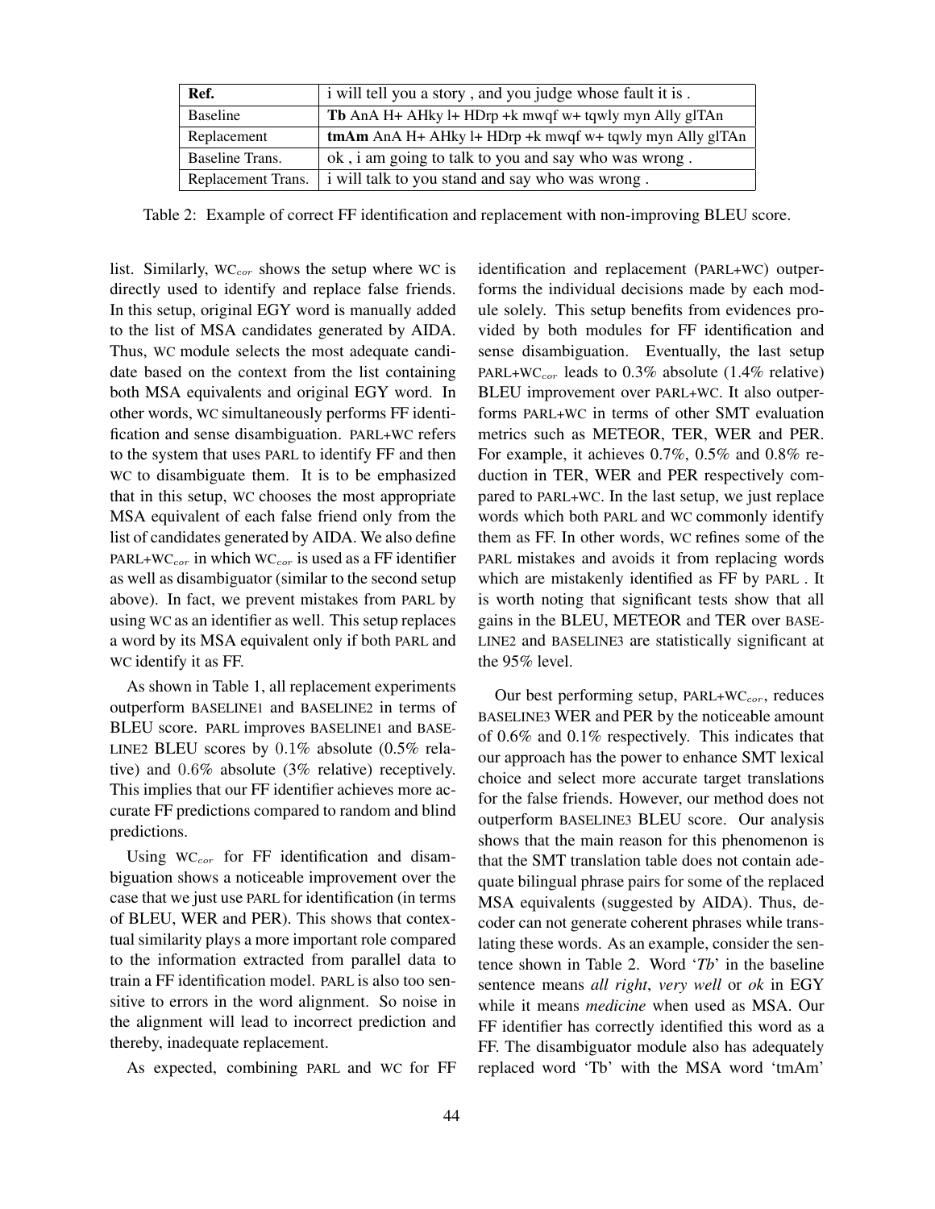| Ref. | i will tell you a story , and you judge whose fault it is . |
|---|---|
| Baseline | **Tb** AnA H+ AHky l+ HDrp +k mwqf w+ tqwly myn Ally glTAn |
| Replacement | **tmAm** AnA H+ AHky l+ HDrp +k mwqf w+ tqwly myn Ally glTAn |
| Baseline Trans. | ok , i am going to talk to you and say who was wrong . |
| Replacement Trans. | i will talk to you stand and say who was wrong . |

Table 2: Example of correct FF identification and replacement with non-improving BLEU score.

list. Similarly, WC$_{cor}$ shows the setup where WC is directly used to identify and replace false friends. In this setup, original EGY word is manually added to the list of MSA candidates generated by AIDA. Thus, WC module selects the most adequate candidate based on the context from the list containing both MSA equivalents and original EGY word. In other words, WC simultaneously performs FF identification and sense disambiguation. PARL+WC refers to the system that uses PARL to identify FF and then WC to disambiguate them. It is to be emphasized that in this setup, WC chooses the most appropriate MSA equivalent of each false friend only from the list of candidates generated by AIDA. We also define PARL+WC$_{cor}$ in which WC$_{cor}$ is used as a FF identifier as well as disambiguator (similar to the second setup above). In fact, we prevent mistakes from PARL by using WC as an identifier as well. This setup replaces a word by its MSA equivalent only if both PARL and WC identify it as FF.

As shown in Table 1, all replacement experiments outperform BASELINE1 and BASELINE2 in terms of BLEU score. PARL improves BASELINE1 and BASELINE2 BLEU scores by 0.1% absolute (0.5% relative) and 0.6% absolute (3% relative) receptively. This implies that our FF identifier achieves more accurate FF predictions compared to random and blind predictions.

Using WC$_{cor}$ for FF identification and disambiguation shows a noticeable improvement over the case that we just use PARL for identification (in terms of BLEU, WER and PER). This shows that contextual similarity plays a more important role compared to the information extracted from parallel data to train a FF identification model. PARL is also too sensitive to errors in the word alignment. So noise in the alignment will lead to incorrect prediction and thereby, inadequate replacement.

As expected, combining PARL and WC for FF identification and replacement (PARL+WC) outperforms the individual decisions made by each module solely. This setup benefits from evidences provided by both modules for FF identification and sense disambiguation. Eventually, the last setup PARL+WC$_{cor}$ leads to 0.3% absolute (1.4% relative) BLEU improvement over PARL+WC. It also outperforms PARL+WC in terms of other SMT evaluation metrics such as METEOR, TER, WER and PER. For example, it achieves 0.7%, 0.5% and 0.8% reduction in TER, WER and PER respectively compared to PARL+WC. In the last setup, we just replace words which both PARL and WC commonly identify them as FF. In other words, WC refines some of the PARL mistakes and avoids it from replacing words which are mistakenly identified as FF by PARL . It is worth noting that significant tests show that all gains in the BLEU, METEOR and TER over BASELINE2 and BASELINE3 are statistically significant at the 95% level.

Our best performing setup, PARL+WC$_{cor}$, reduces BASELINE3 WER and PER by the noticeable amount of 0.6% and 0.1% respectively. This indicates that our approach has the power to enhance SMT lexical choice and select more accurate target translations for the false friends. However, our method does not outperform BASELINE3 BLEU score. Our analysis shows that the main reason for this phenomenon is that the SMT translation table does not contain adequate bilingual phrase pairs for some of the replaced MSA equivalents (suggested by AIDA). Thus, decoder can not generate coherent phrases while translating these words. As an example, consider the sentence shown in Table 2. Word '*Tb*' in the baseline sentence means *all right*, *very well* or *ok* in EGY while it means *medicine* when used as MSA. Our FF identifier has correctly identified this word as a FF. The disambiguator module also has adequately replaced word 'Tb' with the MSA word 'tmAm'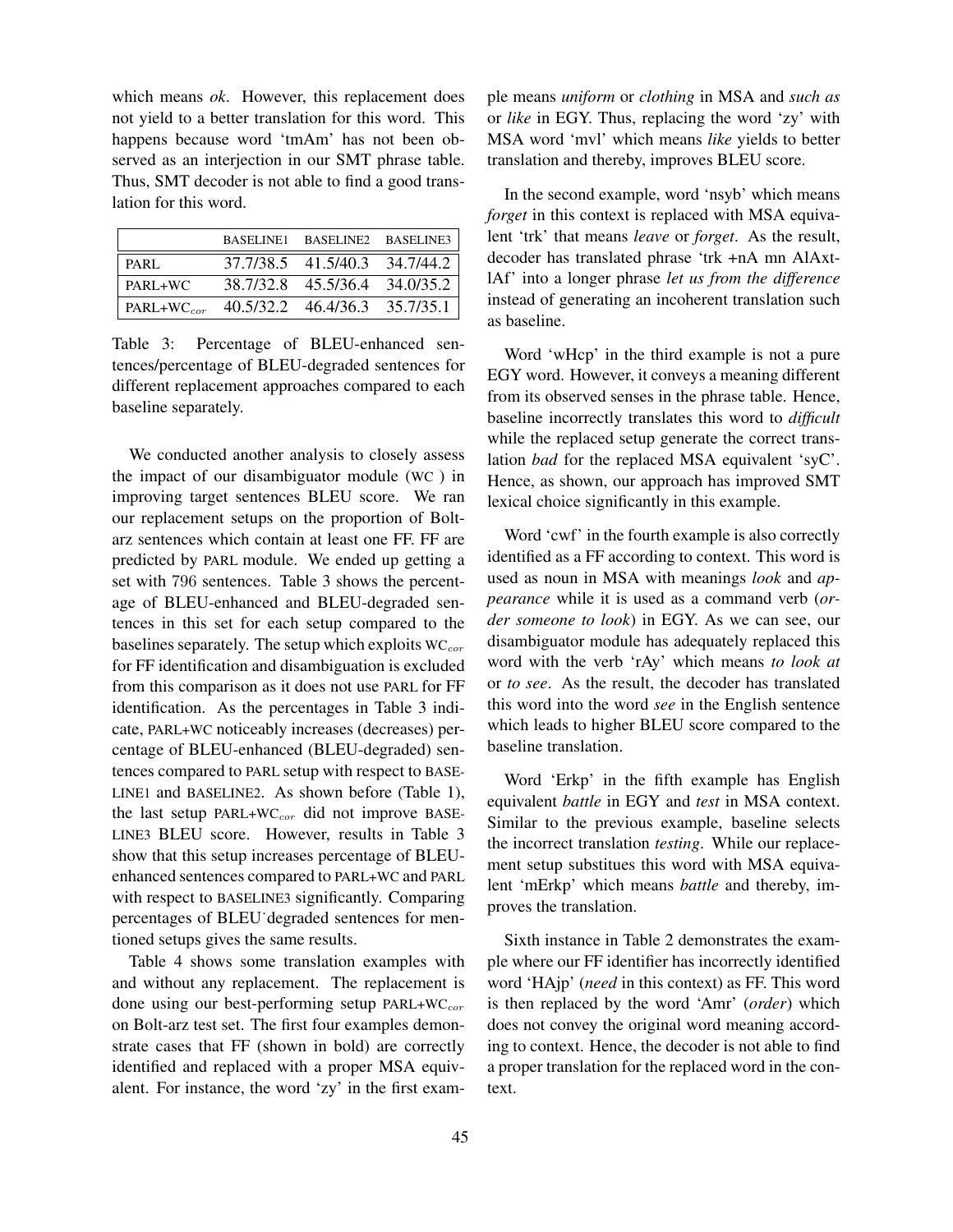which means *ok*. However, this replacement does not yield to a better translation for this word. This happens because word 'tmAm' has not been observed as an interjection in our SMT phrase table. Thus, SMT decoder is not able to find a good translation for this word.

| | BASELINE1 | BASELINE2 | BASELINE3 |
|---|---|---|---|
| PARL | 37.7/38.5 | 41.5/40.3 | 34.7/44.2 |
| PARL+WC | 38.7/32.8 | 45.5/36.4 | 34.0/35.2 |
| PARL+WC$_{cor}$ | 40.5/32.2 | 46.4/36.3 | 35.7/35.1 |

Table 3: Percentage of BLEU-enhanced sentences/percentage of BLEU-degraded sentences for different replacement approaches compared to each baseline separately.

We conducted another analysis to closely assess the impact of our disambiguator module (WC ) in improving target sentences BLEU score. We ran our replacement setups on the proportion of Boltarz sentences which contain at least one FF. FF are predicted by PARL module. We ended up getting a set with 796 sentences. Table 3 shows the percentage of BLEU-enhanced and BLEU-degraded sentences in this set for each setup compared to the baselines separately. The setup which exploits WC$_{cor}$ for FF identification and disambiguation is excluded from this comparison as it does not use PARL for FF identification. As the percentages in Table 3 indicate, PARL+WC noticeably increases (decreases) percentage of BLEU-enhanced (BLEU-degraded) sentences compared to PARL setup with respect to BASELINE1 and BASELINE2. As shown before (Table 1), the last setup PARL+WC$_{cor}$ did not improve BASELINE3 BLEU score. However, results in Table 3 show that this setup increases percentage of BLEU-enhanced sentences compared to PARL+WC and PARL with respect to BASELINE3 significantly. Comparing percentages of BLEU-degraded sentences for mentioned setups gives the same results.

Table 4 shows some translation examples with and without any replacement. The replacement is done using our best-performing setup PARL+WC$_{cor}$ on Bolt-arz test set. The first four examples demonstrate cases that FF (shown in bold) are correctly identified and replaced with a proper MSA equivalent. For instance, the word 'zy' in the first example means *uniform* or *clothing* in MSA and *such as* or *like* in EGY. Thus, replacing the word 'zy' with MSA word 'mvl' which means *like* yields to better translation and thereby, improves BLEU score.

In the second example, word 'nsyb' which means *forget* in this context is replaced with MSA equivalent 'trk' that means *leave* or *forget*. As the result, decoder has translated phrase 'trk +nA mn AlAxtlAf' into a longer phrase *let us from the difference* instead of generating an incoherent translation such as baseline.

Word 'wHcp' in the third example is not a pure EGY word. However, it conveys a meaning different from its observed senses in the phrase table. Hence, baseline incorrectly translates this word to *difficult* while the replaced setup generate the correct translation *bad* for the replaced MSA equivalent 'syC'. Hence, as shown, our approach has improved SMT lexical choice significantly in this example.

Word 'cwf' in the fourth example is also correctly identified as a FF according to context. This word is used as noun in MSA with meanings *look* and *appearance* while it is used as a command verb (*order someone to look*) in EGY. As we can see, our disambiguator module has adequately replaced this word with the verb 'rAy' which means *to look at* or *to see*. As the result, the decoder has translated this word into the word *see* in the English sentence which leads to higher BLEU score compared to the baseline translation.

Word 'Erkp' in the fifth example has English equivalent *battle* in EGY and *test* in MSA context. Similar to the previous example, baseline selects the incorrect translation *testing*. While our replacement setup substitues this word with MSA equivalent 'mErkp' which means *battle* and thereby, improves the translation.

Sixth instance in Table 2 demonstrates the example where our FF identifier has incorrectly identified word 'HAjp' (*need* in this context) as FF. This word is then replaced by the word 'Amr' (*order*) which does not convey the original word meaning according to context. Hence, the decoder is not able to find a proper translation for the replaced word in the context.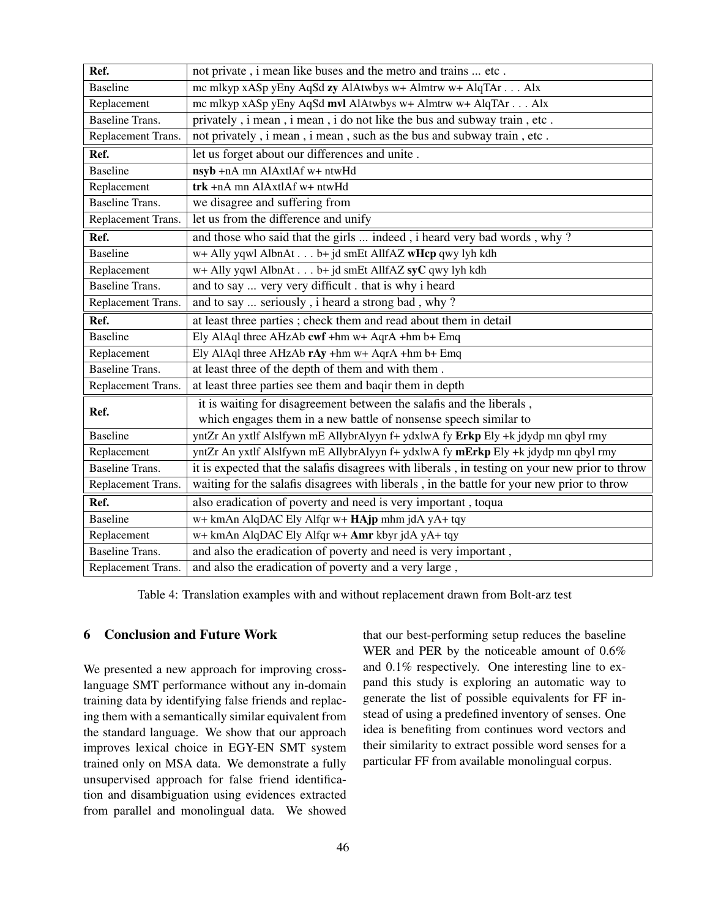| Ref. | not private , i mean like buses and the metro and trains ... etc . |
|---|---|
| Baseline | mc mlkyp xASp yEny AqSd **zy** AlAtwbys w+ Almtrw w+ AlqTAr . . . Alx |
| Replacement | mc mlkyp xASp yEny AqSd **mvl** AlAtwbys w+ Almtrw w+ AlqTAr . . . Alx |
| Baseline Trans. | privately , i mean , i mean , i do not like the bus and subway train , etc . |
| Replacement Trans. | not privately , i mean , i mean , such as the bus and subway train , etc . |
| **Ref.** | let us forget about our differences and unite . |
| Baseline | **nsyb** +nA mn AlAxtlAf w+ ntwHd |
| Replacement | **trk** +nA mn AlAxtlAf w+ ntwHd |
| Baseline Trans. | we disagree and suffering from |
| Replacement Trans. | let us from the difference and unify |
| **Ref.** | and those who said that the girls ... indeed , i heard very bad words , why ? |
| Baseline | w+ Ally yqwl AlbnAt . . . b+ jd smEt AllfAZ **wHcp** qwy lyh kdh |
| Replacement | w+ Ally yqwl AlbnAt . . . b+ jd smEt AllfAZ **syC** qwy lyh kdh |
| Baseline Trans. | and to say ... very very difficult . that is why i heard |
| Replacement Trans. | and to say ... seriously , i heard a strong bad , why ? |
| **Ref.** | at least three parties ; check them and read about them in detail |
| Baseline | Ely AlAql three AHzAb **cwf** +hm w+ AqrA +hm b+ Emq |
| Replacement | Ely AlAql three AHzAb **rAy** +hm w+ AqrA +hm b+ Emq |
| Baseline Trans. | at least three of the depth of them and with them . |
| Replacement Trans. | at least three parties see them and baqir them in depth |
| **Ref.** | it is waiting for disagreement between the salafis and the liberals , which engages them in a new battle of nonsense speech similar to |
| Baseline | yntZr An yxtlf Alslfywn mE AllybrAlyyn f+ ydxlwA fy **Erkp** Ely +k jdydp mn qbyl rmy |
| Replacement | yntZr An yxtlf Alslfywn mE AllybrAlyyn f+ ydxlwA fy **mErkp** Ely +k jdydp mn qbyl rmy |
| Baseline Trans. | it is expected that the salafis disagrees with liberals , in testing on your new prior to throw |
| Replacement Trans. | waiting for the salafis disagrees with liberals , in the battle for your new prior to throw |
| **Ref.** | also eradication of poverty and need is very important , toqua |
| Baseline | w+ kmAn AlqDAC Ely Alfqr w+ **HAjp** mhm jdA yA+ tqy |
| Replacement | w+ kmAn AlqDAC Ely Alfqr w+ **Amr** kbyr jdA yA+ tqy |
| Baseline Trans. | and also the eradication of poverty and need is very important , |
| Replacement Trans. | and also the eradication of poverty and a very large , |

Table 4: Translation examples with and without replacement drawn from Bolt-arz test

## 6 Conclusion and Future Work

We presented a new approach for improving cross-language SMT performance without any in-domain training data by identifying false friends and replacing them with a semantically similar equivalent from the standard language. We show that our approach improves lexical choice in EGY-EN SMT system trained only on MSA data. We demonstrate a fully unsupervised approach for false friend identification and disambiguation using evidences extracted from parallel and monolingual data. We showed that our best-performing setup reduces the baseline WER and PER by the noticeable amount of 0.6% and 0.1% respectively. One interesting line to expand this study is exploring an automatic way to generate the list of possible equivalents for FF instead of using a predefined inventory of senses. One idea is benefiting from continues word vectors and their similarity to extract possible word senses for a particular FF from available monolingual corpus.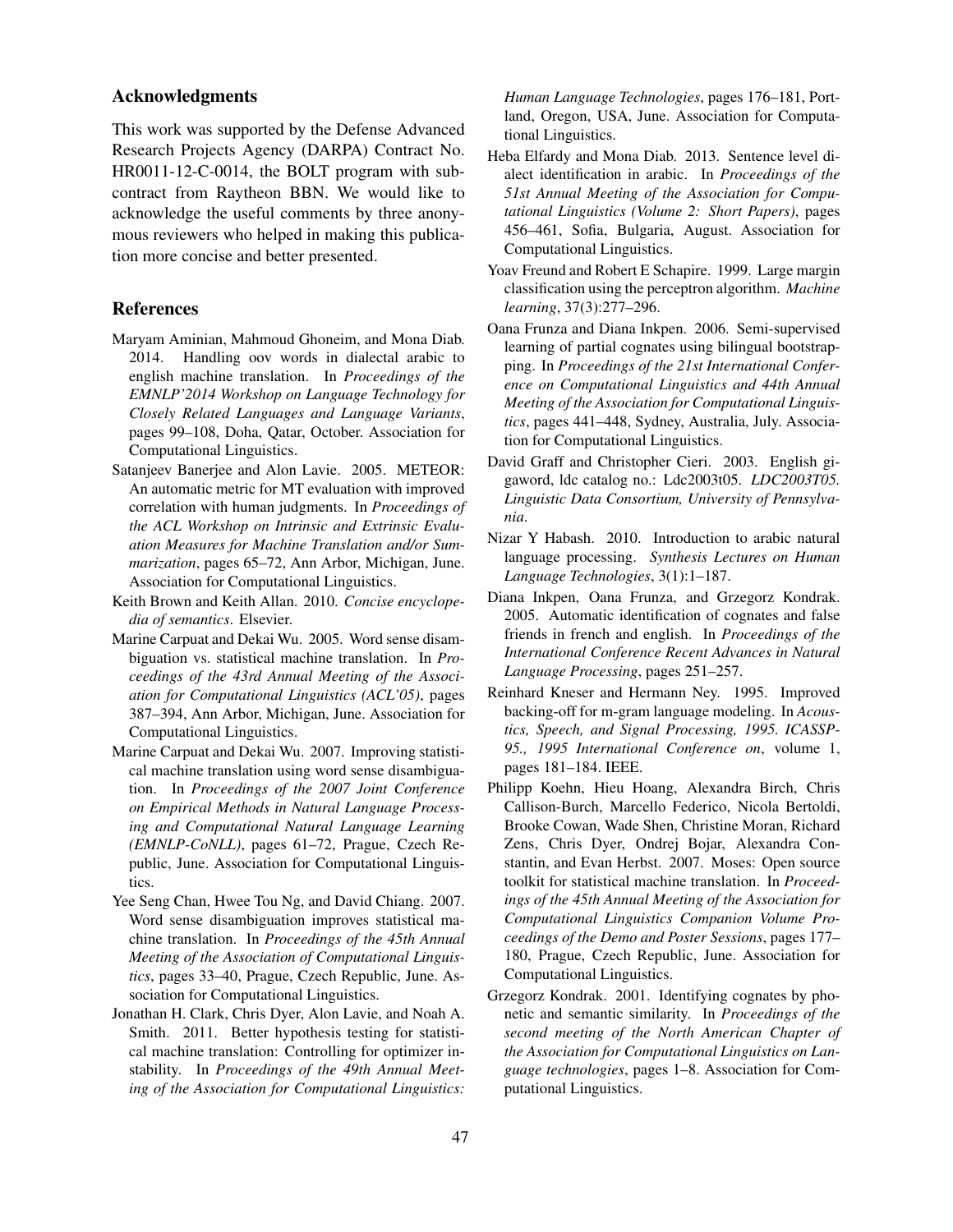## Acknowledgments

This work was supported by the Defense Advanced Research Projects Agency (DARPA) Contract No. HR0011-12-C-0014, the BOLT program with subcontract from Raytheon BBN. We would like to acknowledge the useful comments by three anonymous reviewers who helped in making this publication more concise and better presented.

## References

Maryam Aminian, Mahmoud Ghoneim, and Mona Diab. 2014. Handling oov words in dialectal arabic to english machine translation. In *Proceedings of the EMNLP'2014 Workshop on Language Technology for Closely Related Languages and Language Variants*, pages 99–108, Doha, Qatar, October. Association for Computational Linguistics.

Satanjeev Banerjee and Alon Lavie. 2005. METEOR: An automatic metric for MT evaluation with improved correlation with human judgments. In *Proceedings of the ACL Workshop on Intrinsic and Extrinsic Evaluation Measures for Machine Translation and/or Summarization*, pages 65–72, Ann Arbor, Michigan, June. Association for Computational Linguistics.

Keith Brown and Keith Allan. 2010. *Concise encyclopedia of semantics*. Elsevier.

Marine Carpuat and Dekai Wu. 2005. Word sense disambiguation vs. statistical machine translation. In *Proceedings of the 43rd Annual Meeting of the Association for Computational Linguistics (ACL'05)*, pages 387–394, Ann Arbor, Michigan, June. Association for Computational Linguistics.

Marine Carpuat and Dekai Wu. 2007. Improving statistical machine translation using word sense disambiguation. In *Proceedings of the 2007 Joint Conference on Empirical Methods in Natural Language Processing and Computational Natural Language Learning (EMNLP-CoNLL)*, pages 61–72, Prague, Czech Republic, June. Association for Computational Linguistics.

Yee Seng Chan, Hwee Tou Ng, and David Chiang. 2007. Word sense disambiguation improves statistical machine translation. In *Proceedings of the 45th Annual Meeting of the Association of Computational Linguistics*, pages 33–40, Prague, Czech Republic, June. Association for Computational Linguistics.

Jonathan H. Clark, Chris Dyer, Alon Lavie, and Noah A. Smith. 2011. Better hypothesis testing for statistical machine translation: Controlling for optimizer instability. In *Proceedings of the 49th Annual Meeting of the Association for Computational Linguistics: Human Language Technologies*, pages 176–181, Portland, Oregon, USA, June. Association for Computational Linguistics.

Heba Elfardy and Mona Diab. 2013. Sentence level dialect identification in arabic. In *Proceedings of the 51st Annual Meeting of the Association for Computational Linguistics (Volume 2: Short Papers)*, pages 456–461, Sofia, Bulgaria, August. Association for Computational Linguistics.

Yoav Freund and Robert E Schapire. 1999. Large margin classification using the perceptron algorithm. *Machine learning*, 37(3):277–296.

Oana Frunza and Diana Inkpen. 2006. Semi-supervised learning of partial cognates using bilingual bootstrapping. In *Proceedings of the 21st International Conference on Computational Linguistics and 44th Annual Meeting of the Association for Computational Linguistics*, pages 441–448, Sydney, Australia, July. Association for Computational Linguistics.

David Graff and Christopher Cieri. 2003. English gigaword, ldc catalog no.: Ldc2003t05. *LDC2003T05. Linguistic Data Consortium, University of Pennsylvania*.

Nizar Y Habash. 2010. Introduction to arabic natural language processing. *Synthesis Lectures on Human Language Technologies*, 3(1):1–187.

Diana Inkpen, Oana Frunza, and Grzegorz Kondrak. 2005. Automatic identification of cognates and false friends in french and english. In *Proceedings of the International Conference Recent Advances in Natural Language Processing*, pages 251–257.

Reinhard Kneser and Hermann Ney. 1995. Improved backing-off for m-gram language modeling. In *Acoustics, Speech, and Signal Processing, 1995. ICASSP-95., 1995 International Conference on*, volume 1, pages 181–184. IEEE.

Philipp Koehn, Hieu Hoang, Alexandra Birch, Chris Callison-Burch, Marcello Federico, Nicola Bertoldi, Brooke Cowan, Wade Shen, Christine Moran, Richard Zens, Chris Dyer, Ondrej Bojar, Alexandra Constantin, and Evan Herbst. 2007. Moses: Open source toolkit for statistical machine translation. In *Proceedings of the 45th Annual Meeting of the Association for Computational Linguistics Companion Volume Proceedings of the Demo and Poster Sessions*, pages 177–180, Prague, Czech Republic, June. Association for Computational Linguistics.

Grzegorz Kondrak. 2001. Identifying cognates by phonetic and semantic similarity. In *Proceedings of the second meeting of the North American Chapter of the Association for Computational Linguistics on Language technologies*, pages 1–8. Association for Computational Linguistics.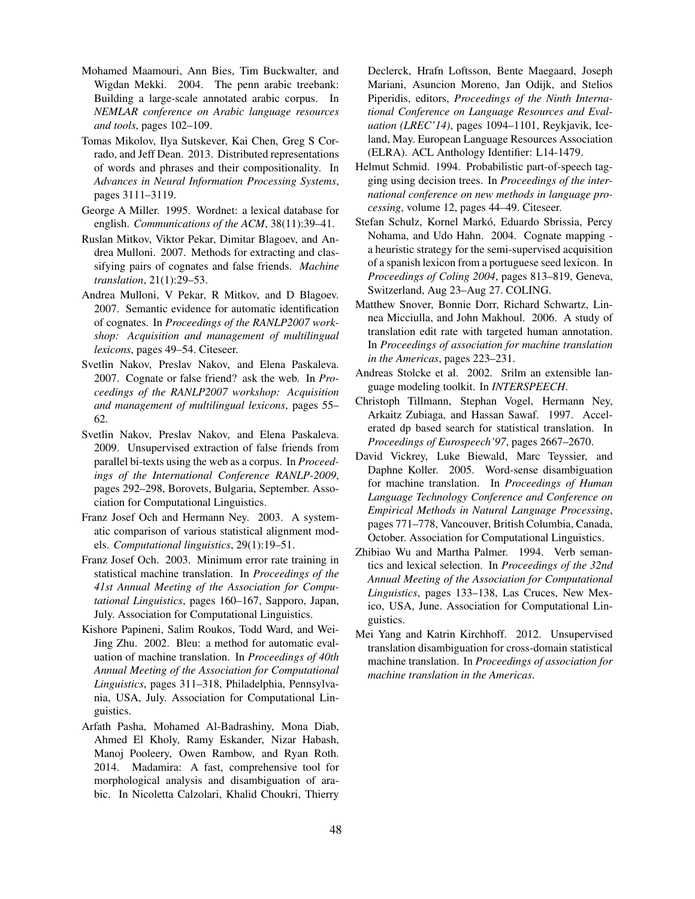Mohamed Maamouri, Ann Bies, Tim Buckwalter, and Wigdan Mekki. 2004. The penn arabic treebank: Building a large-scale annotated arabic corpus. In *NEMLAR conference on Arabic language resources and tools*, pages 102–109.

Tomas Mikolov, Ilya Sutskever, Kai Chen, Greg S Corrado, and Jeff Dean. 2013. Distributed representations of words and phrases and their compositionality. In *Advances in Neural Information Processing Systems*, pages 3111–3119.

George A Miller. 1995. Wordnet: a lexical database for english. *Communications of the ACM*, 38(11):39–41.

Ruslan Mitkov, Viktor Pekar, Dimitar Blagoev, and Andrea Mulloni. 2007. Methods for extracting and classifying pairs of cognates and false friends. *Machine translation*, 21(1):29–53.

Andrea Mulloni, V Pekar, R Mitkov, and D Blagoev. 2007. Semantic evidence for automatic identification of cognates. In *Proceedings of the RANLP2007 workshop: Acquisition and management of multilingual lexicons*, pages 49–54. Citeseer.

Svetlin Nakov, Preslav Nakov, and Elena Paskaleva. 2007. Cognate or false friend? ask the web. In *Proceedings of the RANLP2007 workshop: Acquisition and management of multilingual lexicons*, pages 55–62.

Svetlin Nakov, Preslav Nakov, and Elena Paskaleva. 2009. Unsupervised extraction of false friends from parallel bi-texts using the web as a corpus. In *Proceedings of the International Conference RANLP-2009*, pages 292–298, Borovets, Bulgaria, September. Association for Computational Linguistics.

Franz Josef Och and Hermann Ney. 2003. A systematic comparison of various statistical alignment models. *Computational linguistics*, 29(1):19–51.

Franz Josef Och. 2003. Minimum error rate training in statistical machine translation. In *Proceedings of the 41st Annual Meeting of the Association for Computational Linguistics*, pages 160–167, Sapporo, Japan, July. Association for Computational Linguistics.

Kishore Papineni, Salim Roukos, Todd Ward, and Wei-Jing Zhu. 2002. Bleu: a method for automatic evaluation of machine translation. In *Proceedings of 40th Annual Meeting of the Association for Computational Linguistics*, pages 311–318, Philadelphia, Pennsylvania, USA, July. Association for Computational Linguistics.

Arfath Pasha, Mohamed Al-Badrashiny, Mona Diab, Ahmed El Kholy, Ramy Eskander, Nizar Habash, Manoj Pooleery, Owen Rambow, and Ryan Roth. 2014. Madamira: A fast, comprehensive tool for morphological analysis and disambiguation of arabic. In Nicoletta Calzolari, Khalid Choukri, Thierry Declerck, Hrafn Loftsson, Bente Maegaard, Joseph Mariani, Asuncion Moreno, Jan Odijk, and Stelios Piperidis, editors, *Proceedings of the Ninth International Conference on Language Resources and Evaluation (LREC'14)*, pages 1094–1101, Reykjavik, Iceland, May. European Language Resources Association (ELRA). ACL Anthology Identifier: L14-1479.

Helmut Schmid. 1994. Probabilistic part-of-speech tagging using decision trees. In *Proceedings of the international conference on new methods in language processing*, volume 12, pages 44–49. Citeseer.

Stefan Schulz, Kornel Markó, Eduardo Sbrissia, Percy Nohama, and Udo Hahn. 2004. Cognate mapping - a heuristic strategy for the semi-supervised acquisition of a spanish lexicon from a portuguese seed lexicon. In *Proceedings of Coling 2004*, pages 813–819, Geneva, Switzerland, Aug 23–Aug 27. COLING.

Matthew Snover, Bonnie Dorr, Richard Schwartz, Linnea Micciulla, and John Makhoul. 2006. A study of translation edit rate with targeted human annotation. In *Proceedings of association for machine translation in the Americas*, pages 223–231.

Andreas Stolcke et al. 2002. Srilm an extensible language modeling toolkit. In *INTERSPEECH*.

Christoph Tillmann, Stephan Vogel, Hermann Ney, Arkaitz Zubiaga, and Hassan Sawaf. 1997. Accelerated dp based search for statistical translation. In *Proceedings of Eurospeech'97*, pages 2667–2670.

David Vickrey, Luke Biewald, Marc Teyssier, and Daphne Koller. 2005. Word-sense disambiguation for machine translation. In *Proceedings of Human Language Technology Conference and Conference on Empirical Methods in Natural Language Processing*, pages 771–778, Vancouver, British Columbia, Canada, October. Association for Computational Linguistics.

Zhibiao Wu and Martha Palmer. 1994. Verb semantics and lexical selection. In *Proceedings of the 32nd Annual Meeting of the Association for Computational Linguistics*, pages 133–138, Las Cruces, New Mexico, USA, June. Association for Computational Linguistics.

Mei Yang and Katrin Kirchhoff. 2012. Unsupervised translation disambiguation for cross-domain statistical machine translation. In *Proceedings of association for machine translation in the Americas*.